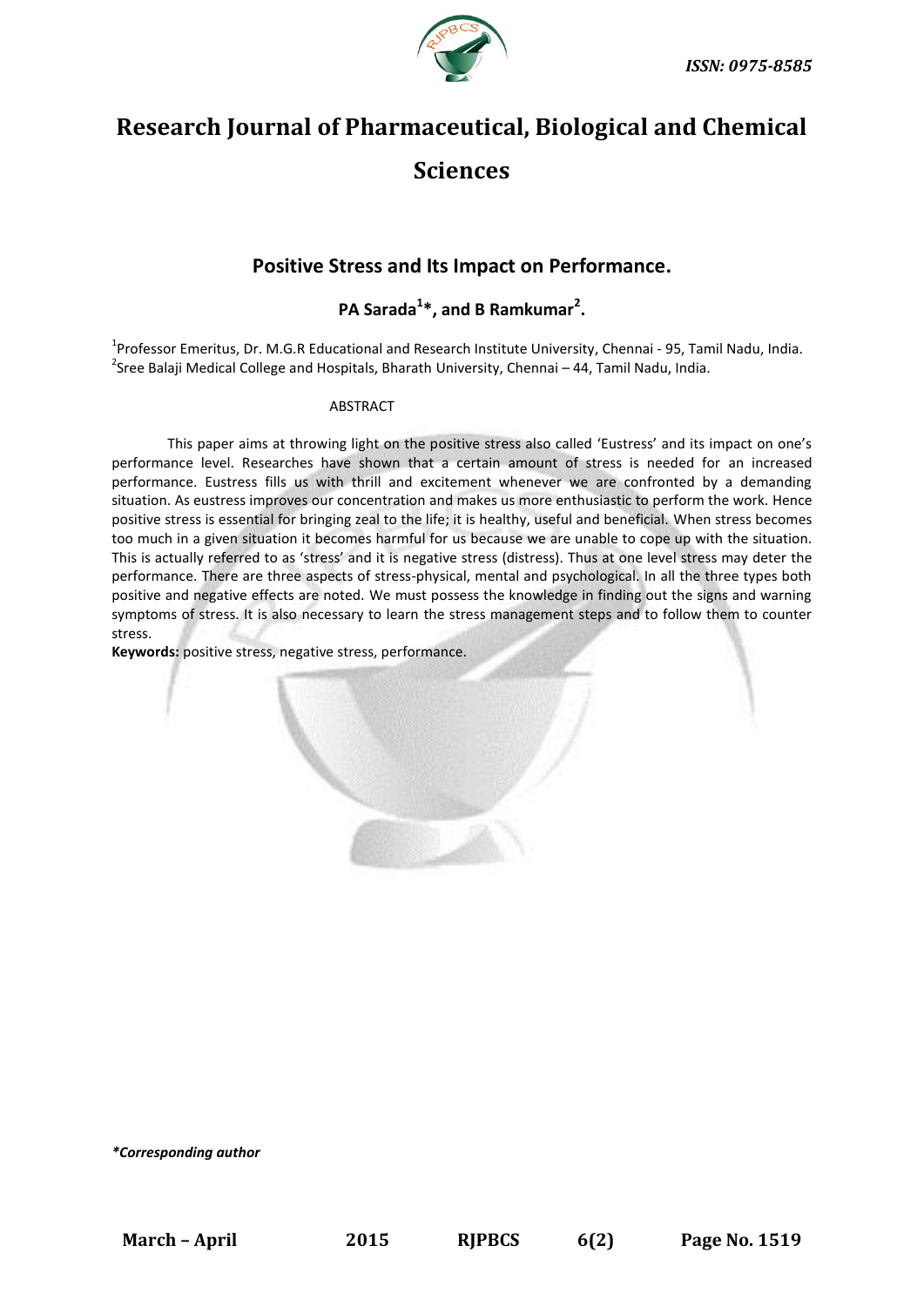# Research Journal of Pharmaceutical, Biological and Chemical Sciences

## Positive Stress and Its Impact on Performance.

**PA Sarada[1]*, and B Ramkumar[2].**

[1]Professor Emeritus, Dr. M.G.R Educational and Research Institute University, Chennai - 95, Tamil Nadu, India.
[2]Sree Balaji Medical College and Hospitals, Bharath University, Chennai – 44, Tamil Nadu, India.

ABSTRACT

This paper aims at throwing light on the positive stress also called 'Eustress' and its impact on one's performance level. Researches have shown that a certain amount of stress is needed for an increased performance. Eustress fills us with thrill and excitement whenever we are confronted by a demanding situation. As eustress improves our concentration and makes us more enthusiastic to perform the work. Hence positive stress is essential for bringing zeal to the life; it is healthy, useful and beneficial. When stress becomes too much in a given situation it becomes harmful for us because we are unable to cope up with the situation. This is actually referred to as 'stress' and it is negative stress (distress). Thus at one level stress may deter the performance. There are three aspects of stress-physical, mental and psychological. In all the three types both positive and negative effects are noted. We must possess the knowledge in finding out the signs and warning symptoms of stress. It is also necessary to learn the stress management steps and to follow them to counter stress.

**Keywords:** positive stress, negative stress, performance.

***Corresponding author***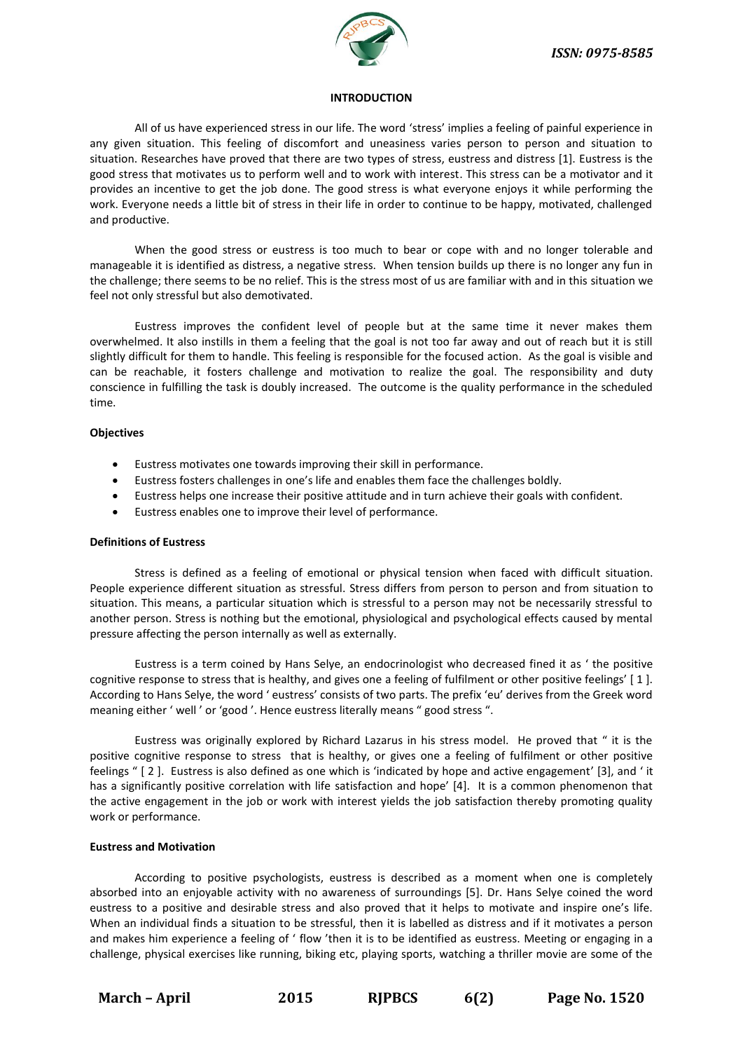## INTRODUCTION

All of us have experienced stress in our life. The word 'stress' implies a feeling of painful experience in any given situation. This feeling of discomfort and uneasiness varies person to person and situation to situation. Researches have proved that there are two types of stress, eustress and distress [1]. Eustress is the good stress that motivates us to perform well and to work with interest. This stress can be a motivator and it provides an incentive to get the job done. The good stress is what everyone enjoys it while performing the work. Everyone needs a little bit of stress in their life in order to continue to be happy, motivated, challenged and productive.

When the good stress or eustress is too much to bear or cope with and no longer tolerable and manageable it is identified as distress, a negative stress. When tension builds up there is no longer any fun in the challenge; there seems to be no relief. This is the stress most of us are familiar with and in this situation we feel not only stressful but also demotivated.

Eustress improves the confident level of people but at the same time it never makes them overwhelmed. It also instills in them a feeling that the goal is not too far away and out of reach but it is still slightly difficult for them to handle. This feeling is responsible for the focused action. As the goal is visible and can be reachable, it fosters challenge and motivation to realize the goal. The responsibility and duty conscience in fulfilling the task is doubly increased. The outcome is the quality performance in the scheduled time.

### Objectives

- Eustress motivates one towards improving their skill in performance.
- Eustress fosters challenges in one's life and enables them face the challenges boldly.
- Eustress helps one increase their positive attitude and in turn achieve their goals with confident.
- Eustress enables one to improve their level of performance.

### Definitions of Eustress

Stress is defined as a feeling of emotional or physical tension when faced with difficult situation. People experience different situation as stressful. Stress differs from person to person and from situation to situation. This means, a particular situation which is stressful to a person may not be necessarily stressful to another person. Stress is nothing but the emotional, physiological and psychological effects caused by mental pressure affecting the person internally as well as externally.

Eustress is a term coined by Hans Selye, an endocrinologist who decreased fined it as ' the positive cognitive response to stress that is healthy, and gives one a feeling of fulfilment or other positive feelings' [ 1 ]. According to Hans Selye, the word ' eustress' consists of two parts. The prefix 'eu' derives from the Greek word meaning either ' well ' or 'good '. Hence eustress literally means " good stress ".

Eustress was originally explored by Richard Lazarus in his stress model. He proved that " it is the positive cognitive response to stress that is healthy, or gives one a feeling of fulfilment or other positive feelings " [ 2 ]. Eustress is also defined as one which is 'indicated by hope and active engagement' [3], and ' it has a significantly positive correlation with life satisfaction and hope' [4]. It is a common phenomenon that the active engagement in the job or work with interest yields the job satisfaction thereby promoting quality work or performance.

### Eustress and Motivation

According to positive psychologists, eustress is described as a moment when one is completely absorbed into an enjoyable activity with no awareness of surroundings [5]. Dr. Hans Selye coined the word eustress to a positive and desirable stress and also proved that it helps to motivate and inspire one's life. When an individual finds a situation to be stressful, then it is labelled as distress and if it motivates a person and makes him experience a feeling of ' flow 'then it is to be identified as eustress. Meeting or engaging in a challenge, physical exercises like running, biking etc, playing sports, watching a thriller movie are some of the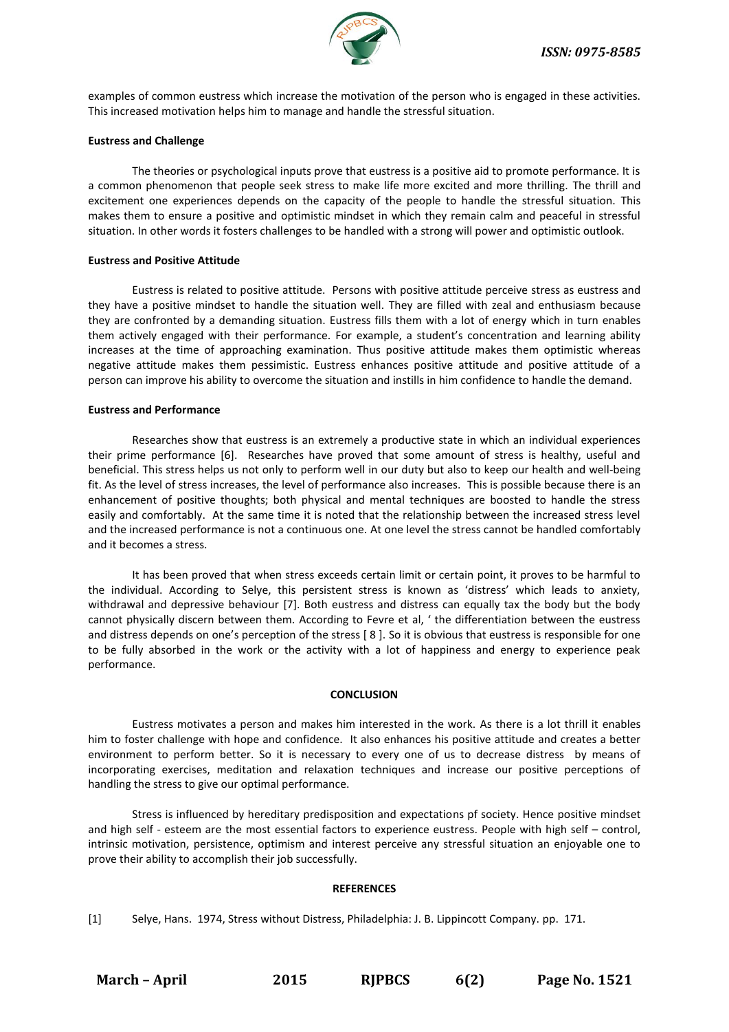examples of common eustress which increase the motivation of the person who is engaged in these activities. This increased motivation helps him to manage and handle the stressful situation.

**Eustress and Challenge**

The theories or psychological inputs prove that eustress is a positive aid to promote performance. It is a common phenomenon that people seek stress to make life more excited and more thrilling. The thrill and excitement one experiences depends on the capacity of the people to handle the stressful situation. This makes them to ensure a positive and optimistic mindset in which they remain calm and peaceful in stressful situation. In other words it fosters challenges to be handled with a strong will power and optimistic outlook.

**Eustress and Positive Attitude**

Eustress is related to positive attitude. Persons with positive attitude perceive stress as eustress and they have a positive mindset to handle the situation well. They are filled with zeal and enthusiasm because they are confronted by a demanding situation. Eustress fills them with a lot of energy which in turn enables them actively engaged with their performance. For example, a student's concentration and learning ability increases at the time of approaching examination. Thus positive attitude makes them optimistic whereas negative attitude makes them pessimistic. Eustress enhances positive attitude and positive attitude of a person can improve his ability to overcome the situation and instills in him confidence to handle the demand.

**Eustress and Performance**

Researches show that eustress is an extremely a productive state in which an individual experiences their prime performance [6]. Researches have proved that some amount of stress is healthy, useful and beneficial. This stress helps us not only to perform well in our duty but also to keep our health and well-being fit. As the level of stress increases, the level of performance also increases. This is possible because there is an enhancement of positive thoughts; both physical and mental techniques are boosted to handle the stress easily and comfortably. At the same time it is noted that the relationship between the increased stress level and the increased performance is not a continuous one. At one level the stress cannot be handled comfortably and it becomes a stress.

It has been proved that when stress exceeds certain limit or certain point, it proves to be harmful to the individual. According to Selye, this persistent stress is known as 'distress' which leads to anxiety, withdrawal and depressive behaviour [7]. Both eustress and distress can equally tax the body but the body cannot physically discern between them. According to Fevre et al, ' the differentiation between the eustress and distress depends on one's perception of the stress [ 8 ]. So it is obvious that eustress is responsible for one to be fully absorbed in the work or the activity with a lot of happiness and energy to experience peak performance.

## CONCLUSION

Eustress motivates a person and makes him interested in the work. As there is a lot thrill it enables him to foster challenge with hope and confidence. It also enhances his positive attitude and creates a better environment to perform better. So it is necessary to every one of us to decrease distress by means of incorporating exercises, meditation and relaxation techniques and increase our positive perceptions of handling the stress to give our optimal performance.

Stress is influenced by hereditary predisposition and expectations pf society. Hence positive mindset and high self - esteem are the most essential factors to experience eustress. People with high self – control, intrinsic motivation, persistence, optimism and interest perceive any stressful situation an enjoyable one to prove their ability to accomplish their job successfully.

## REFERENCES

[1] Selye, Hans. 1974, Stress without Distress, Philadelphia: J. B. Lippincott Company. pp. 171.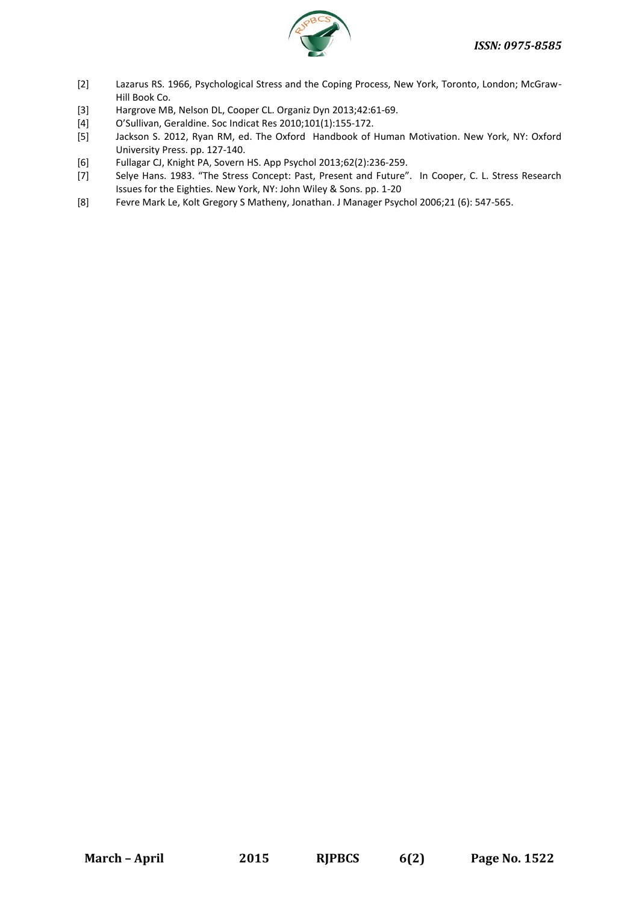[2] Lazarus RS. 1966, Psychological Stress and the Coping Process, New York, Toronto, London; McGraw-Hill Book Co.

[3] Hargrove MB, Nelson DL, Cooper CL. Organiz Dyn 2013;42:61-69.

[4] O'Sullivan, Geraldine. Soc Indicat Res 2010;101(1):155-172.

[5] Jackson S. 2012, Ryan RM, ed. The Oxford Handbook of Human Motivation. New York, NY: Oxford University Press. pp. 127-140.

[6] Fullagar CJ, Knight PA, Sovern HS. App Psychol 2013;62(2):236-259.

[7] Selye Hans. 1983. "The Stress Concept: Past, Present and Future". In Cooper, C. L. Stress Research Issues for the Eighties. New York, NY: John Wiley & Sons. pp. 1-20

[8] Fevre Mark Le, Kolt Gregory S Matheny, Jonathan. J Manager Psychol 2006;21 (6): 547-565.